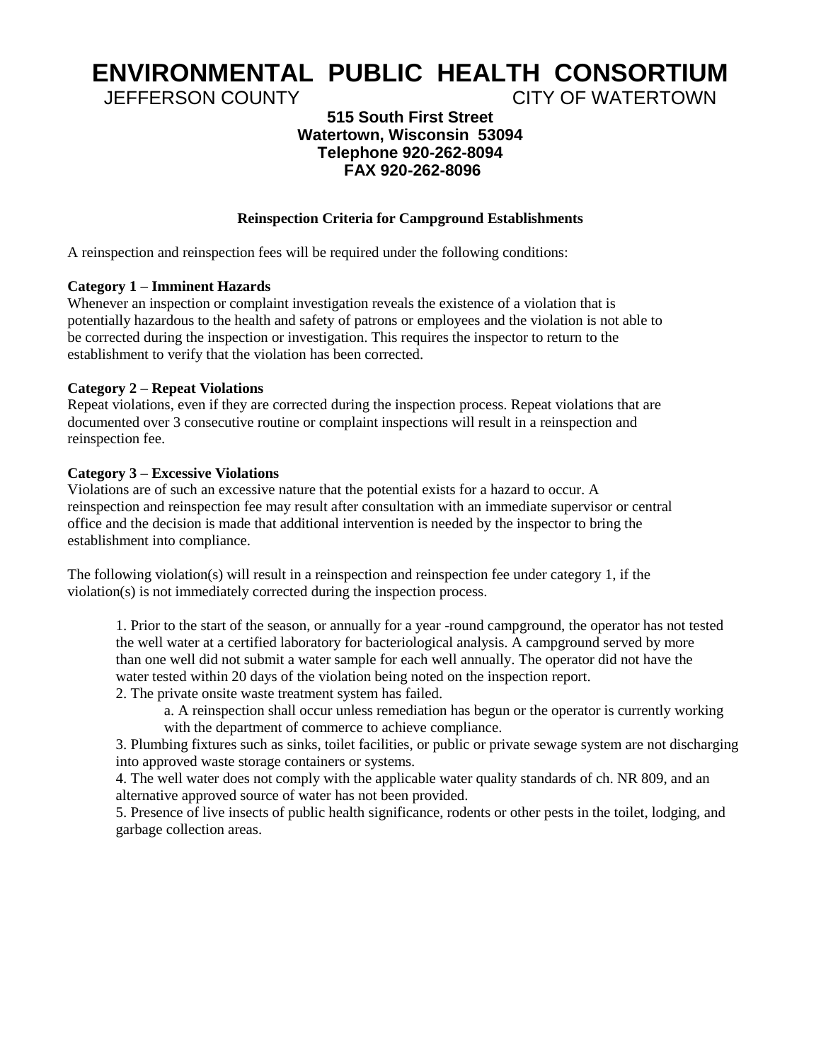# ENVIRONMENTAL PUBLIC HEALTH CONSORTIUM

JEFFERSON COUNTY CITY OF WATERTOWN

**515 South First Street**
**Watertown, Wisconsin 53094**
**Telephone 920-262-8094**
**FAX 920-262-8096**

## Reinspection Criteria for Campground Establishments

A reinspection and reinspection fees will be required under the following conditions:

**Category 1 – Imminent Hazards**
Whenever an inspection or complaint investigation reveals the existence of a violation that is potentially hazardous to the health and safety of patrons or employees and the violation is not able to be corrected during the inspection or investigation. This requires the inspector to return to the establishment to verify that the violation has been corrected.

**Category 2 – Repeat Violations**
Repeat violations, even if they are corrected during the inspection process. Repeat violations that are documented over 3 consecutive routine or complaint inspections will result in a reinspection and reinspection fee.

**Category 3 – Excessive Violations**
Violations are of such an excessive nature that the potential exists for a hazard to occur. A reinspection and reinspection fee may result after consultation with an immediate supervisor or central office and the decision is made that additional intervention is needed by the inspector to bring the establishment into compliance.

The following violation(s) will result in a reinspection and reinspection fee under category 1, if the violation(s) is not immediately corrected during the inspection process.

1. Prior to the start of the season, or annually for a year -round campground, the operator has not tested the well water at a certified laboratory for bacteriological analysis. A campground served by more than one well did not submit a water sample for each well annually. The operator did not have the water tested within 20 days of the violation being noted on the inspection report.
2. The private onsite waste treatment system has failed.
   a. A reinspection shall occur unless remediation has begun or the operator is currently working with the department of commerce to achieve compliance.
3. Plumbing fixtures such as sinks, toilet facilities, or public or private sewage system are not discharging into approved waste storage containers or systems.
4. The well water does not comply with the applicable water quality standards of ch. NR 809, and an alternative approved source of water has not been provided.
5. Presence of live insects of public health significance, rodents or other pests in the toilet, lodging, and garbage collection areas.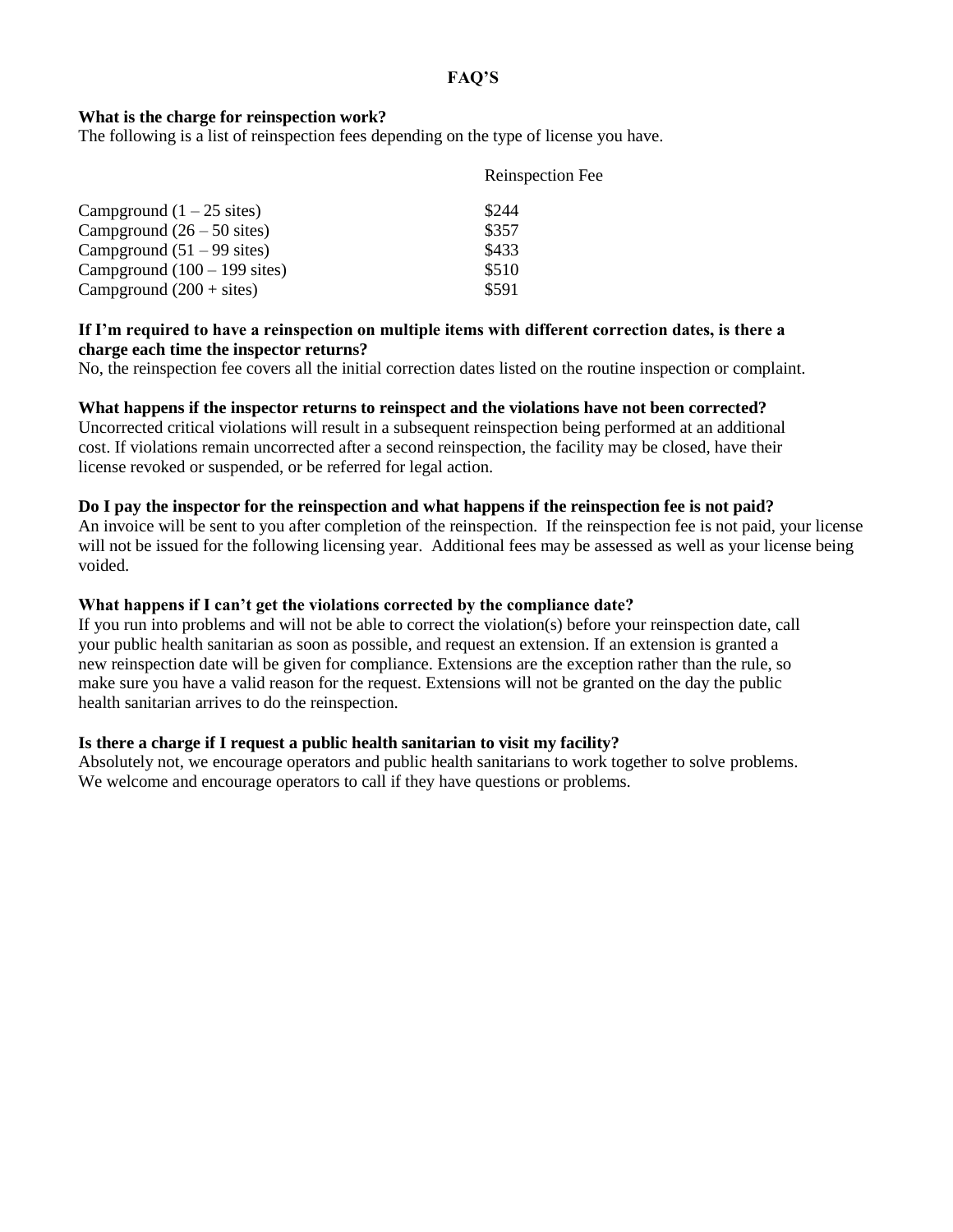# FAQ'S

**What is the charge for reinspection work?**
The following is a list of reinspection fees depending on the type of license you have.

| | Reinspection Fee |
|---|---|
| Campground (1 – 25 sites) | $244 |
| Campground (26 – 50 sites) | $357 |
| Campground (51 – 99 sites) | $433 |
| Campground (100 – 199 sites) | $510 |
| Campground (200 + sites) | $591 |

**If I'm required to have a reinspection on multiple items with different correction dates, is there a charge each time the inspector returns?**
No, the reinspection fee covers all the initial correction dates listed on the routine inspection or complaint.

**What happens if the inspector returns to reinspect and the violations have not been corrected?**
Uncorrected critical violations will result in a subsequent reinspection being performed at an additional cost. If violations remain uncorrected after a second reinspection, the facility may be closed, have their license revoked or suspended, or be referred for legal action.

**Do I pay the inspector for the reinspection and what happens if the reinspection fee is not paid?**
An invoice will be sent to you after completion of the reinspection. If the reinspection fee is not paid, your license will not be issued for the following licensing year. Additional fees may be assessed as well as your license being voided.

**What happens if I can't get the violations corrected by the compliance date?**
If you run into problems and will not be able to correct the violation(s) before your reinspection date, call your public health sanitarian as soon as possible, and request an extension. If an extension is granted a new reinspection date will be given for compliance. Extensions are the exception rather than the rule, so make sure you have a valid reason for the request. Extensions will not be granted on the day the public health sanitarian arrives to do the reinspection.

**Is there a charge if I request a public health sanitarian to visit my facility?**
Absolutely not, we encourage operators and public health sanitarians to work together to solve problems. We welcome and encourage operators to call if they have questions or problems.